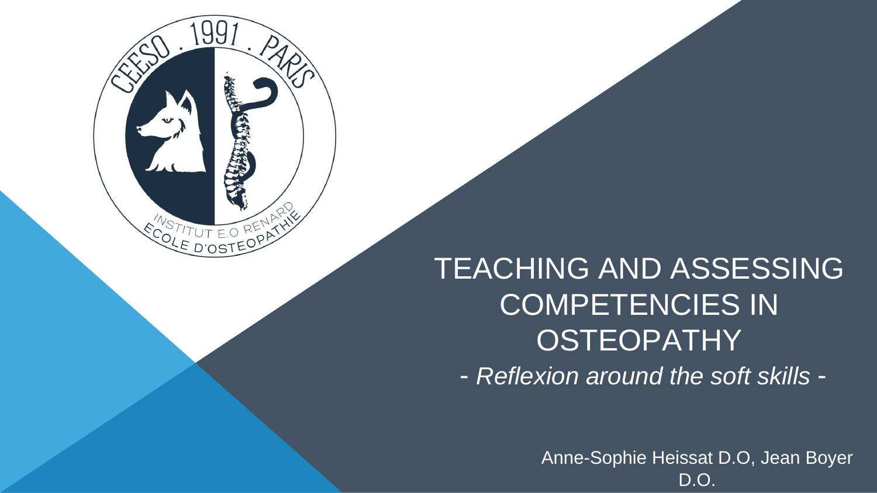# TEACHING AND ASSESSING COMPETENCIES IN OSTEOPATHY

*- Reflexion around the soft skills -*

Anne-Sophie Heissat D.O, Jean Boyer D.O.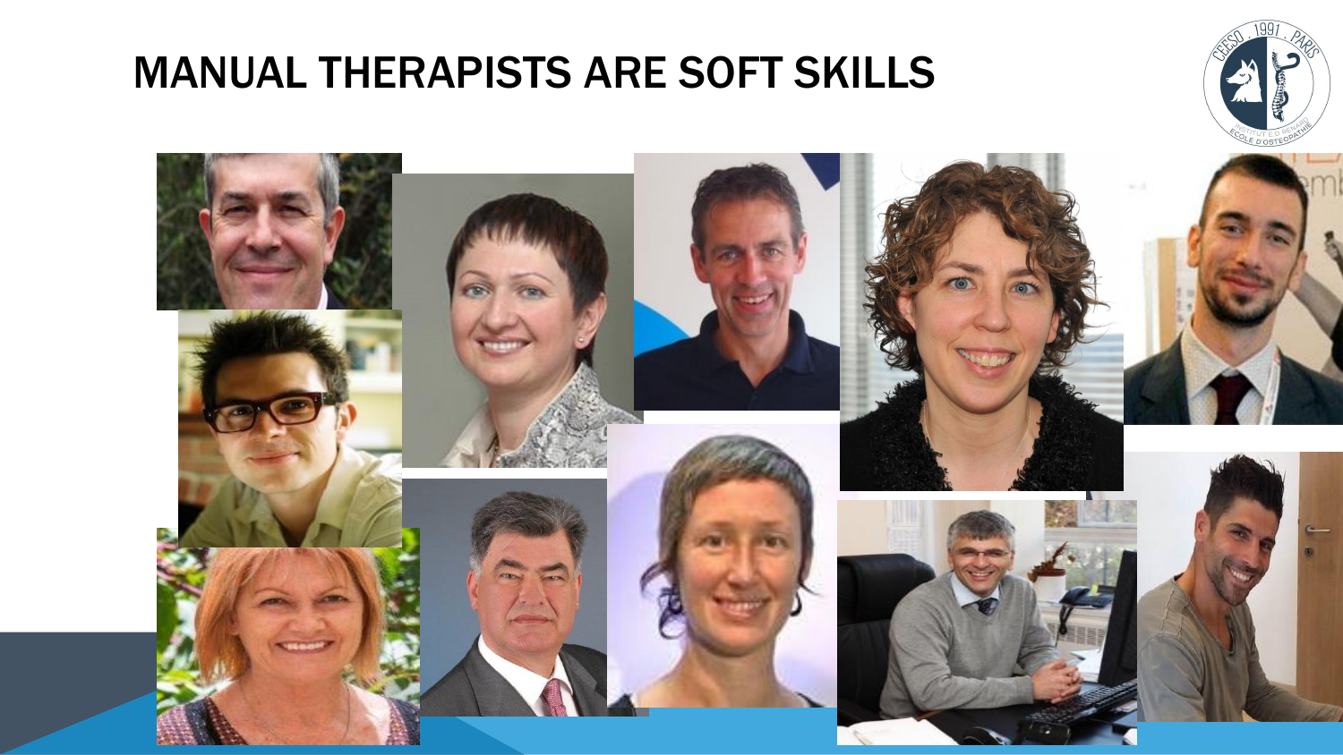# MANUAL THERAPISTS ARE SOFT SKILLS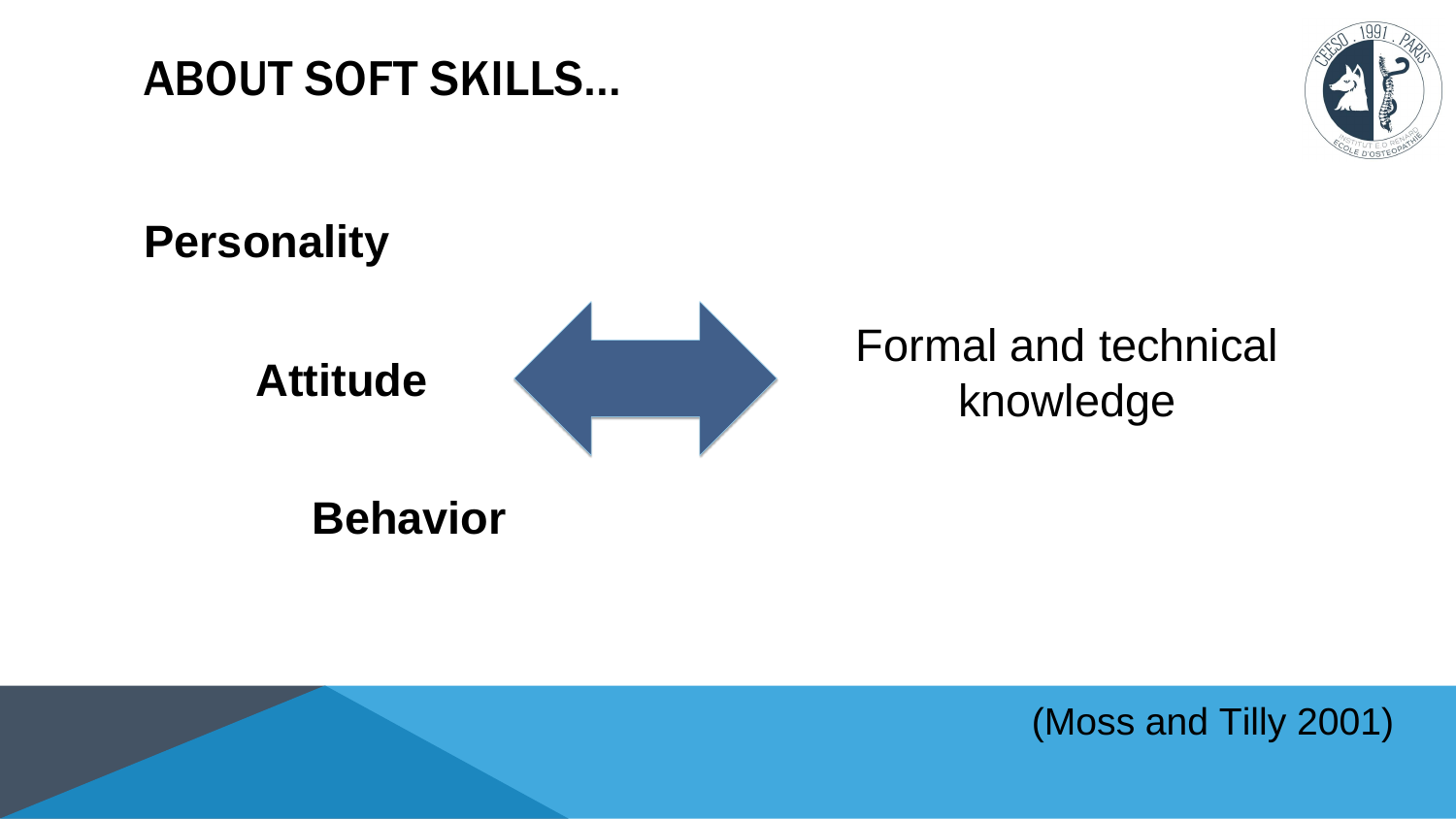# ABOUT SOFT SKILLS…

**Personality**

**Attitude** ⟷ Formal and technical knowledge

**Behavior**

(Moss and Tilly 2001)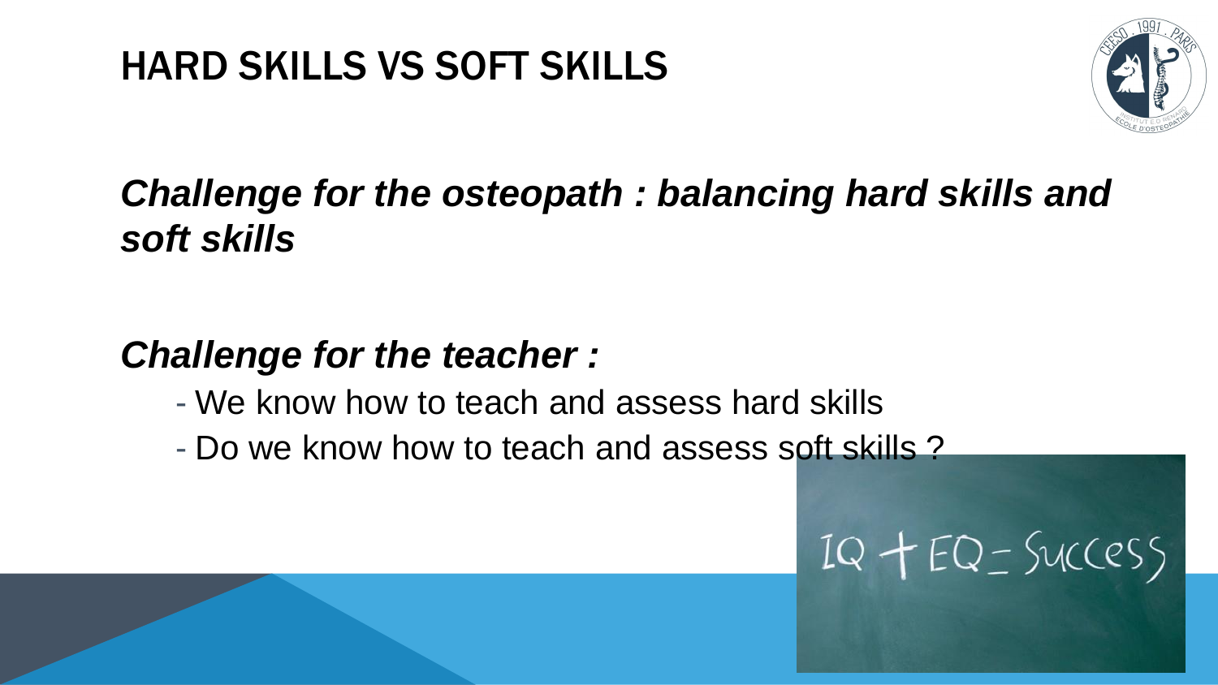# HARD SKILLS VS SOFT SKILLS

***Challenge for the osteopath : balancing hard skills and soft skills***

***Challenge for the teacher :***

- We know how to teach and assess hard skills
- Do we know how to teach and assess soft skills ?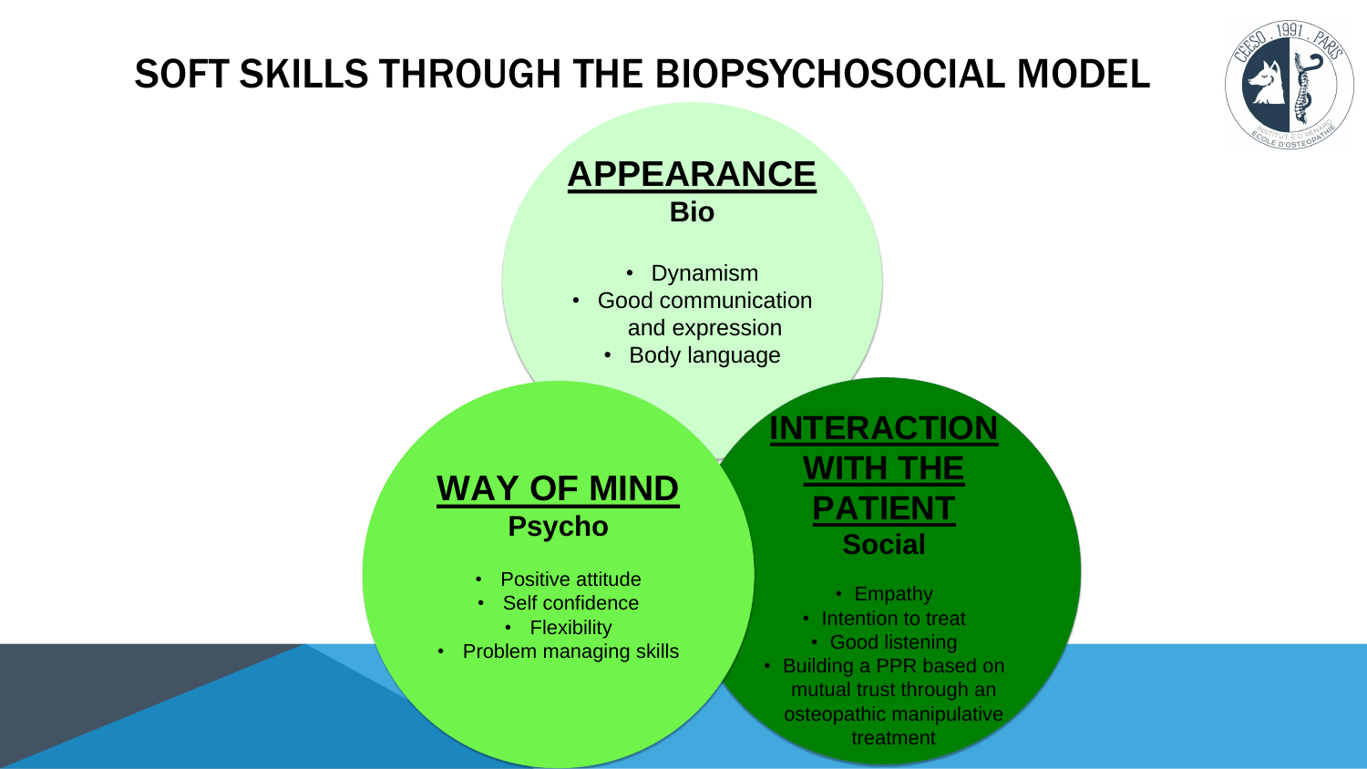# SOFT SKILLS THROUGH THE BIOPSYCHOSOCIAL MODEL

## APPEARANCE
**Bio**

- Dynamism
- Good communication and expression
- Body language

## WAY OF MIND
**Psycho**

- Positive attitude
- Self confidence
- Flexibility
- Problem managing skills

## INTERACTION WITH THE PATIENT
**Social**

- Empathy
- Intention to treat
- Good listening
- Building a PPR based on mutual trust through an osteopathic manipulative treatment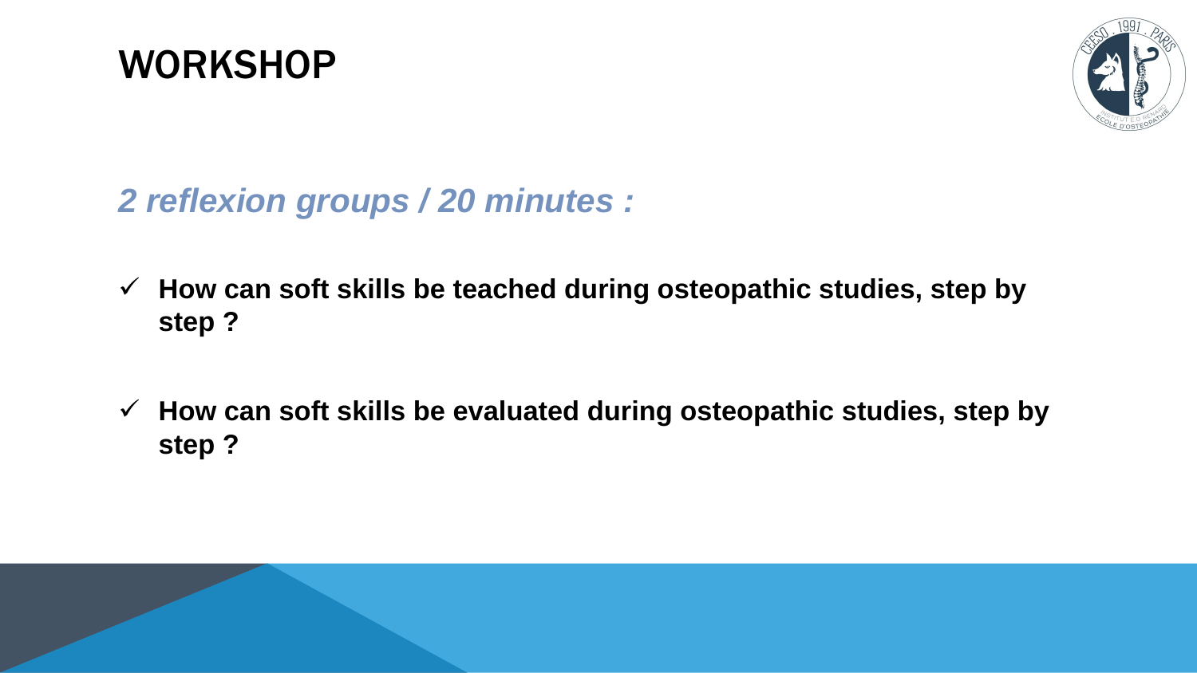# WORKSHOP

*2 reflexion groups / 20 minutes :*

- ✓ **How can soft skills be teached during osteopathic studies, step by step ?**

- ✓ **How can soft skills be evaluated during osteopathic studies, step by step ?**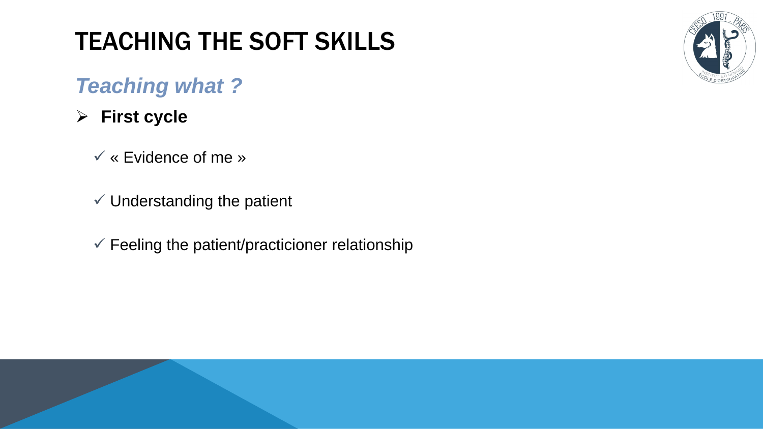# TEACHING THE SOFT SKILLS

## *Teaching what ?*

- **First cycle**
  - ✓ « Evidence of me »
  - ✓ Understanding the patient
  - ✓ Feeling the patient/practicioner relationship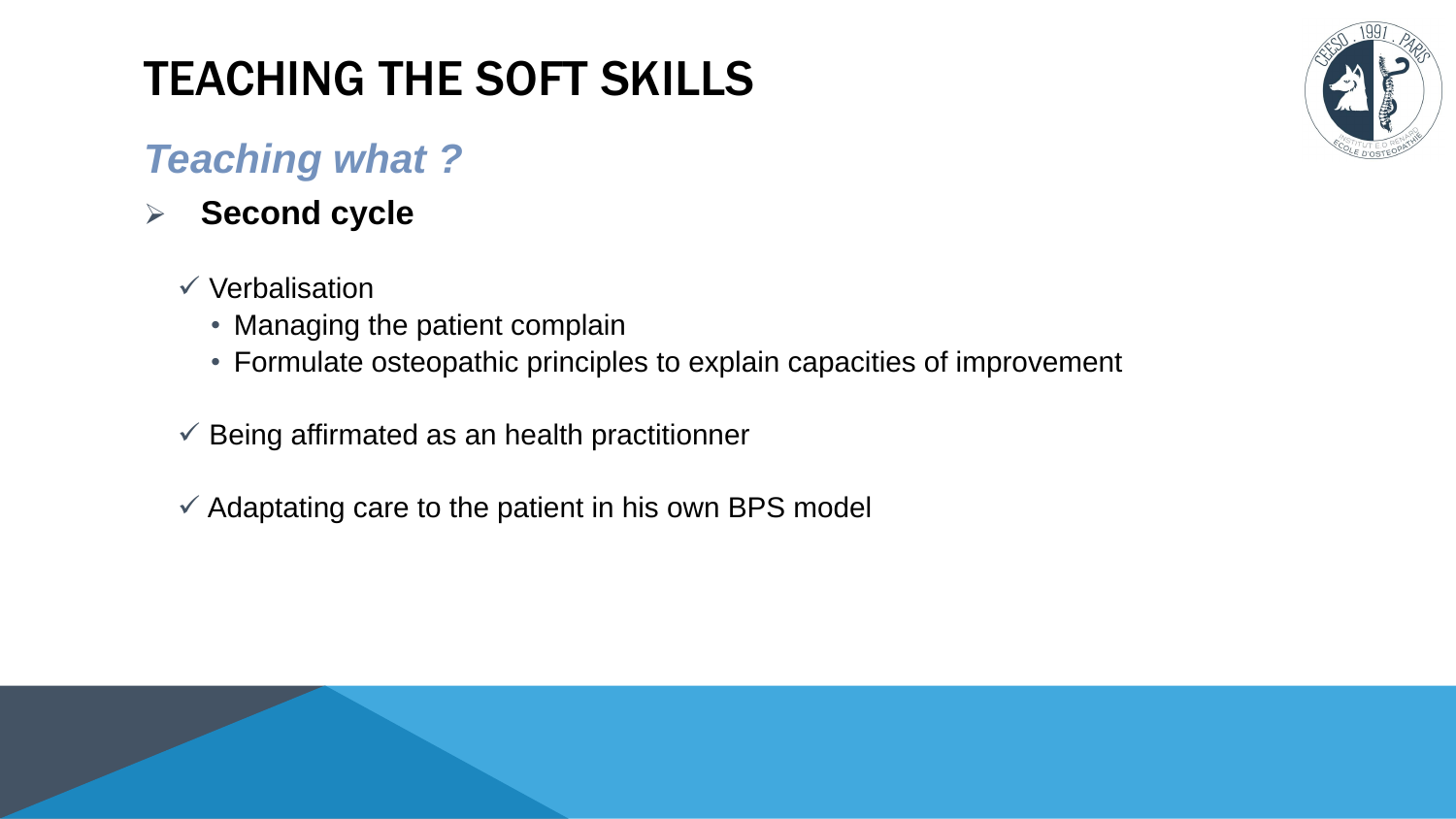# TEACHING THE SOFT SKILLS

## *Teaching what ?*

- **Second cycle**

  - ✓ Verbalisation
    - Managing the patient complain
    - Formulate osteopathic principles to explain capacities of improvement

  - ✓ Being affirmated as an health practitionner

  - ✓ Adaptating care to the patient in his own BPS model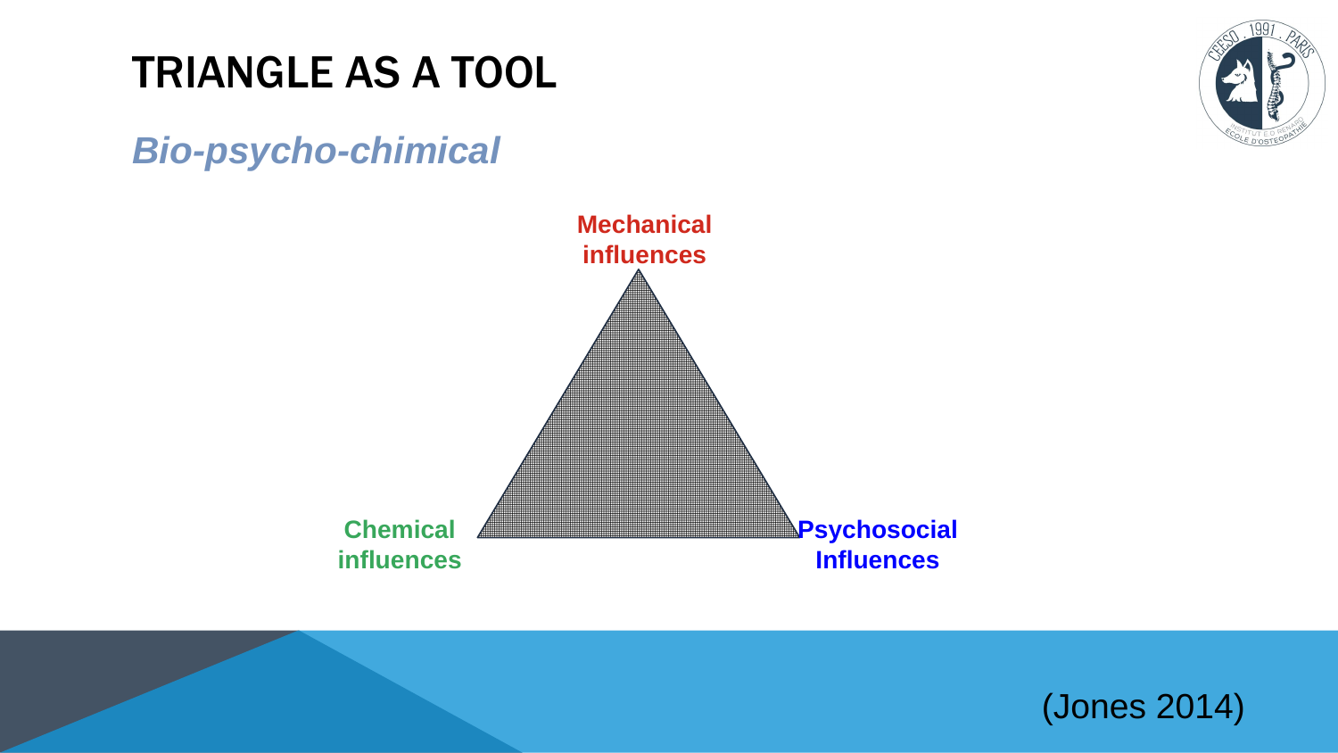# TRIANGLE AS A TOOL

## *Bio-psycho-chimical*

**Mechanical influences**

**Chemical influences**

**Psychosocial Influences**

(Jones 2014)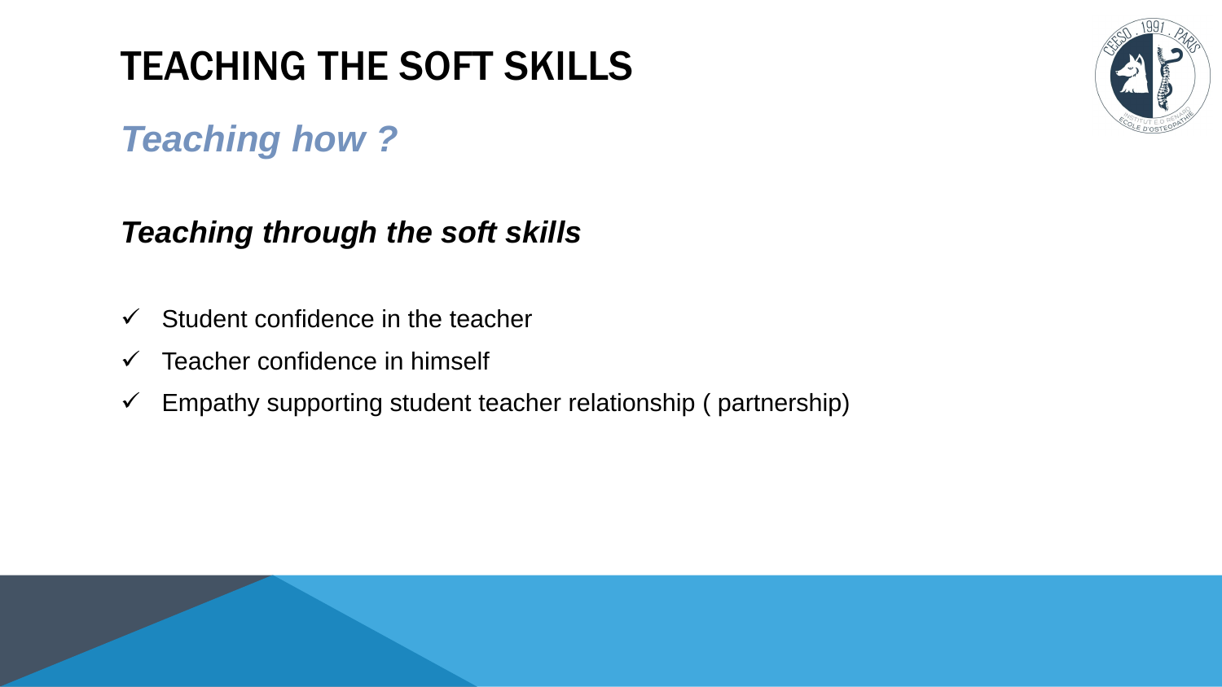# TEACHING THE SOFT SKILLS

## *Teaching how ?*

***Teaching through the soft skills***

- ✓ Student confidence in the teacher
- ✓ Teacher confidence in himself
- ✓ Empathy supporting student teacher relationship ( partnership)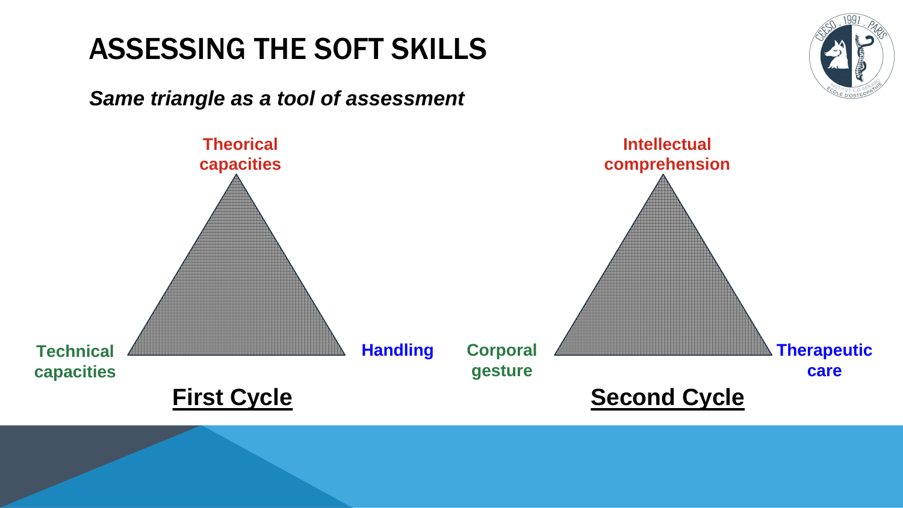# ASSESSING THE SOFT SKILLS

***Same triangle as a tool of assessment***

**Theorical capacities**

**Technical capacities**

**Handling**

**First Cycle**

**Intellectual comprehension**

**Corporal gesture**

**Therapeutic care**

**Second Cycle**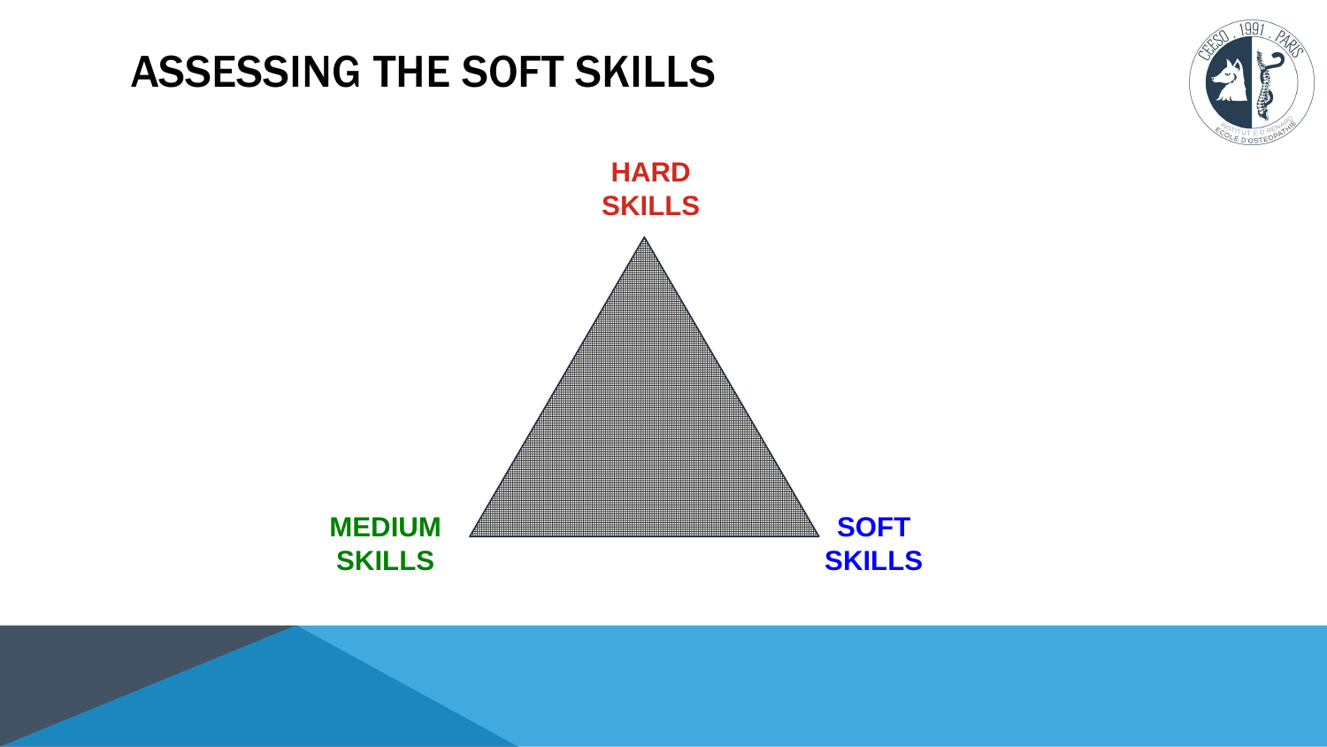# ASSESSING THE SOFT SKILLS

HARD SKILLS

MEDIUM SKILLS

SOFT SKILLS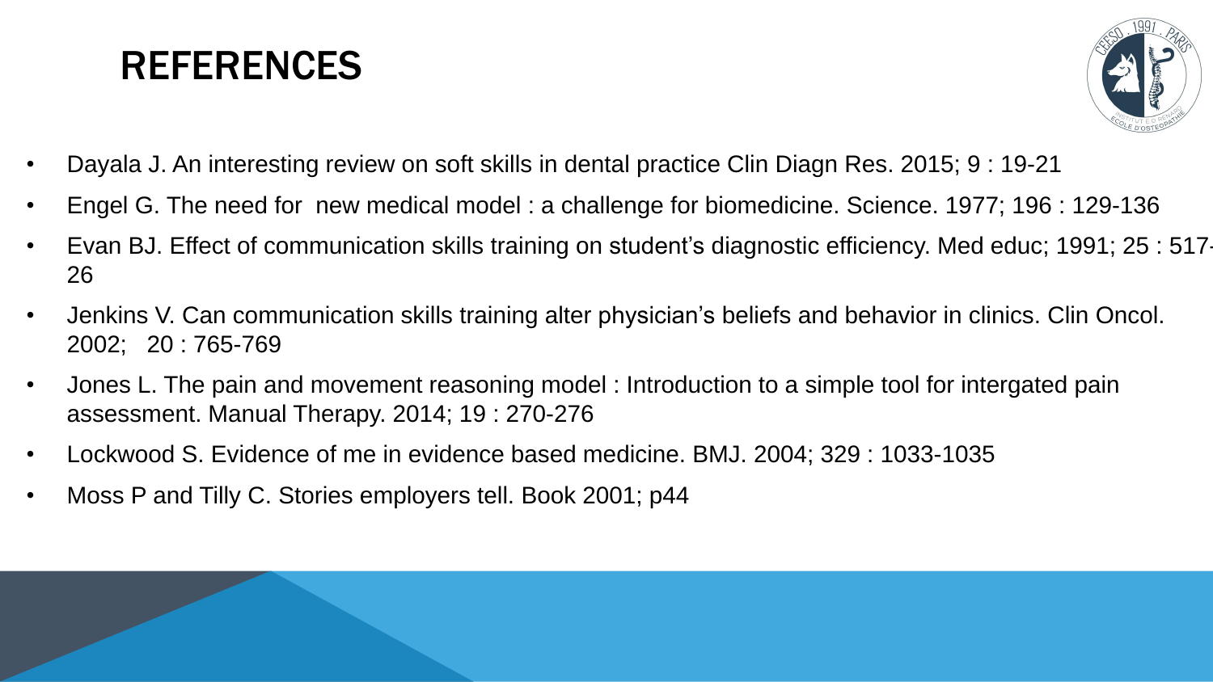# REFERENCES

- Dayala J. An interesting review on soft skills in dental practice Clin Diagn Res. 2015; 9 : 19-21
- Engel G. The need for  new medical model : a challenge for biomedicine. Science. 1977; 196 : 129-136
- Evan BJ. Effect of communication skills training on student's diagnostic efficiency. Med educ; 1991; 25 : 517-26
- Jenkins V. Can communication skills training alter physician's beliefs and behavior in clinics. Clin Oncol. 2002;   20 : 765-769
- Jones L. The pain and movement reasoning model : Introduction to a simple tool for intergated pain assessment. Manual Therapy. 2014; 19 : 270-276
- Lockwood S. Evidence of me in evidence based medicine. BMJ. 2004; 329 : 1033-1035
- Moss P and Tilly C. Stories employers tell. Book 2001; p44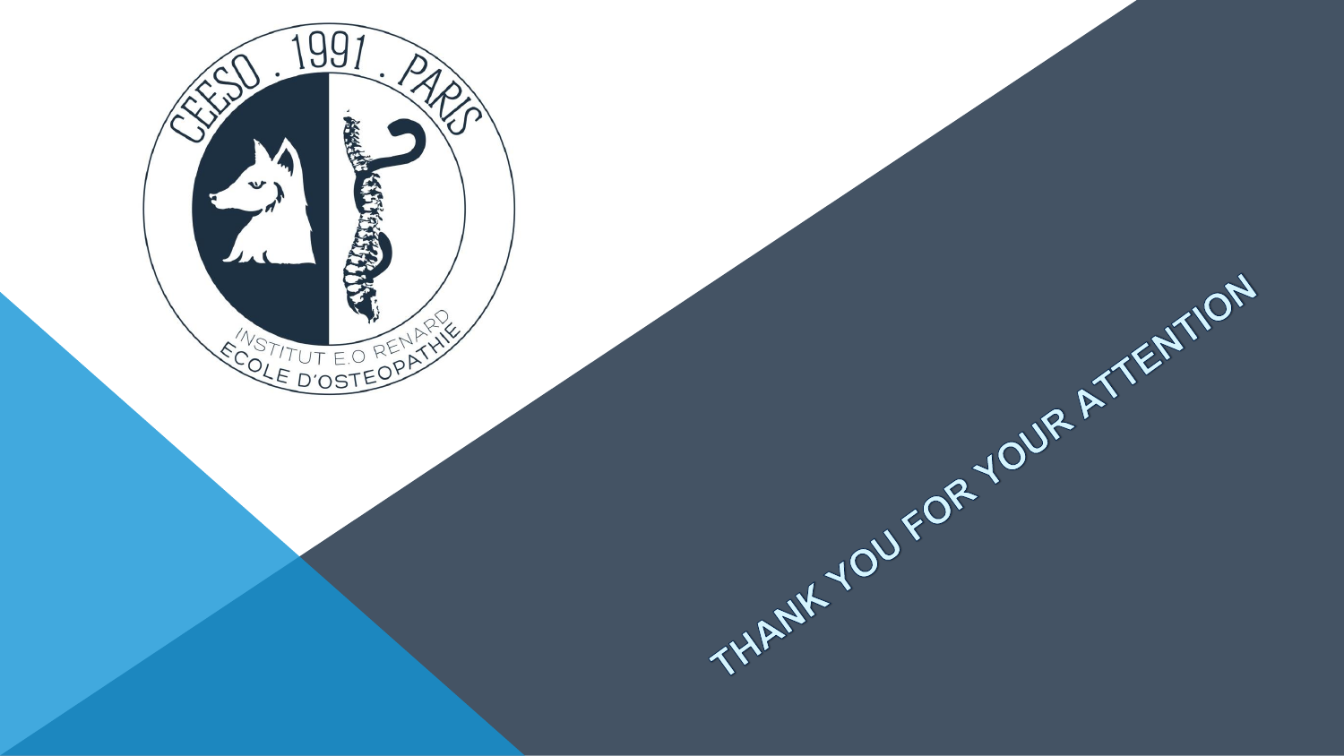CEESO . 1991 . PARIS

INSTITUT E.O RENARD

ECOLE D'OSTEOPATHIE

THANK YOU FOR YOUR ATTENTION